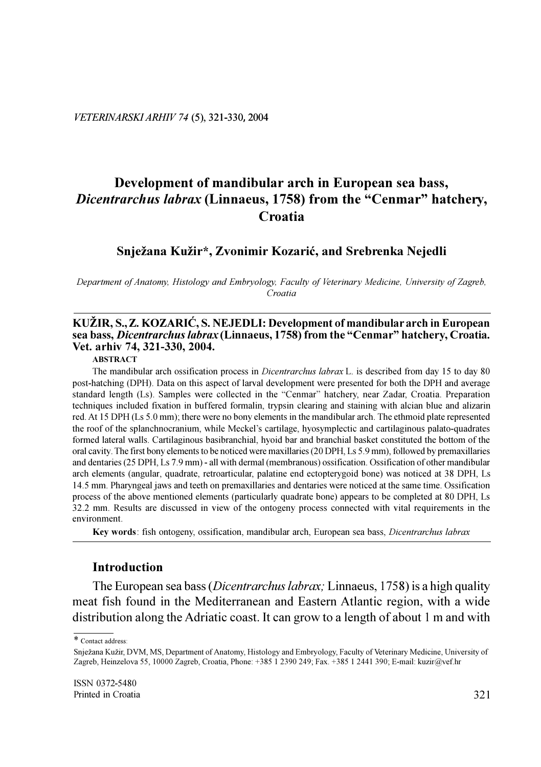# Development of mandibular arch in European sea bass, *Dicentrarchus labrax* (Linnaeus, 1758) from the "Cenmar" hatchery, Croatia

**Snježana Kužir*, Zvonimir Kozarić, and Srebrenka Nejedli**

*Department of Anatomy, Histology and Embryology, Faculty of Veterinary Medicine, University of Zagreb, Croatia*

---

**KUŽIR, S., Z. KOZARIĆ, S. NEJEDLI: Development of mandibular arch in European sea bass, *Dicentrarchus labrax* (Linnaeus, 1758) from the "Cenmar" hatchery, Croatia. Vet. arhiv 74, 321-330, 2004.**

**ABSTRACT**

The mandibular arch ossification process in *Dicentrarchus labrax* L. is described from day 15 to day 80 post-hatching (DPH). Data on this aspect of larval development were presented for both the DPH and average standard length (Ls). Samples were collected in the "Cenmar" hatchery, near Zadar, Croatia. Preparation techniques included fixation in buffered formalin, trypsin clearing and staining with alcian blue and alizarin red. At 15 DPH (Ls 5.0 mm); there were no bony elements in the mandibular arch. The ethmoid plate represented the roof of the splanchnocranium, while Meckel's cartilage, hyosymplectic and cartilaginous palato-quadrates formed lateral walls. Cartilaginous basibranchial, hyoid bar and branchial basket constituted the bottom of the oral cavity. The first bony elements to be noticed were maxillaries (20 DPH, Ls 5.9 mm), followed by premaxillaries and dentaries (25 DPH, Ls 7.9 mm) - all with dermal (membranous) ossification. Ossification of other mandibular arch elements (angular, quadrate, retroarticular, palatine end ectopterygoid bone) was noticed at 38 DPH, Ls 14.5 mm. Pharyngeal jaws and teeth on premaxillaries and dentaries were noticed at the same time. Ossification process of the above mentioned elements (particularly quadrate bone) appears to be completed at 80 DPH, Ls 32.2 mm. Results are discussed in view of the ontogeny process connected with vital requirements in the environment.

**Key words**: fish ontogeny, ossification, mandibular arch, European sea bass, *Dicentrarchus labrax*

---

## Introduction

The European sea bass (*Dicentrarchus labrax;* Linnaeus, 1758) is a high quality meat fish found in the Mediterranean and Eastern Atlantic region, with a wide distribution along the Adriatic coast. It can grow to a length of about 1 m and with

---

\* Contact address:

Snježana Kužir, DVM, MS, Department of Anatomy, Histology and Embryology, Faculty of Veterinary Medicine, University of Zagreb, Heinzelova 55, 10000 Zagreb, Croatia, Phone: +385 1 2390 249; Fax. +385 1 2441 390; E-mail: kuzir@vef.hr

ISSN 0372-5480
Printed in Croatia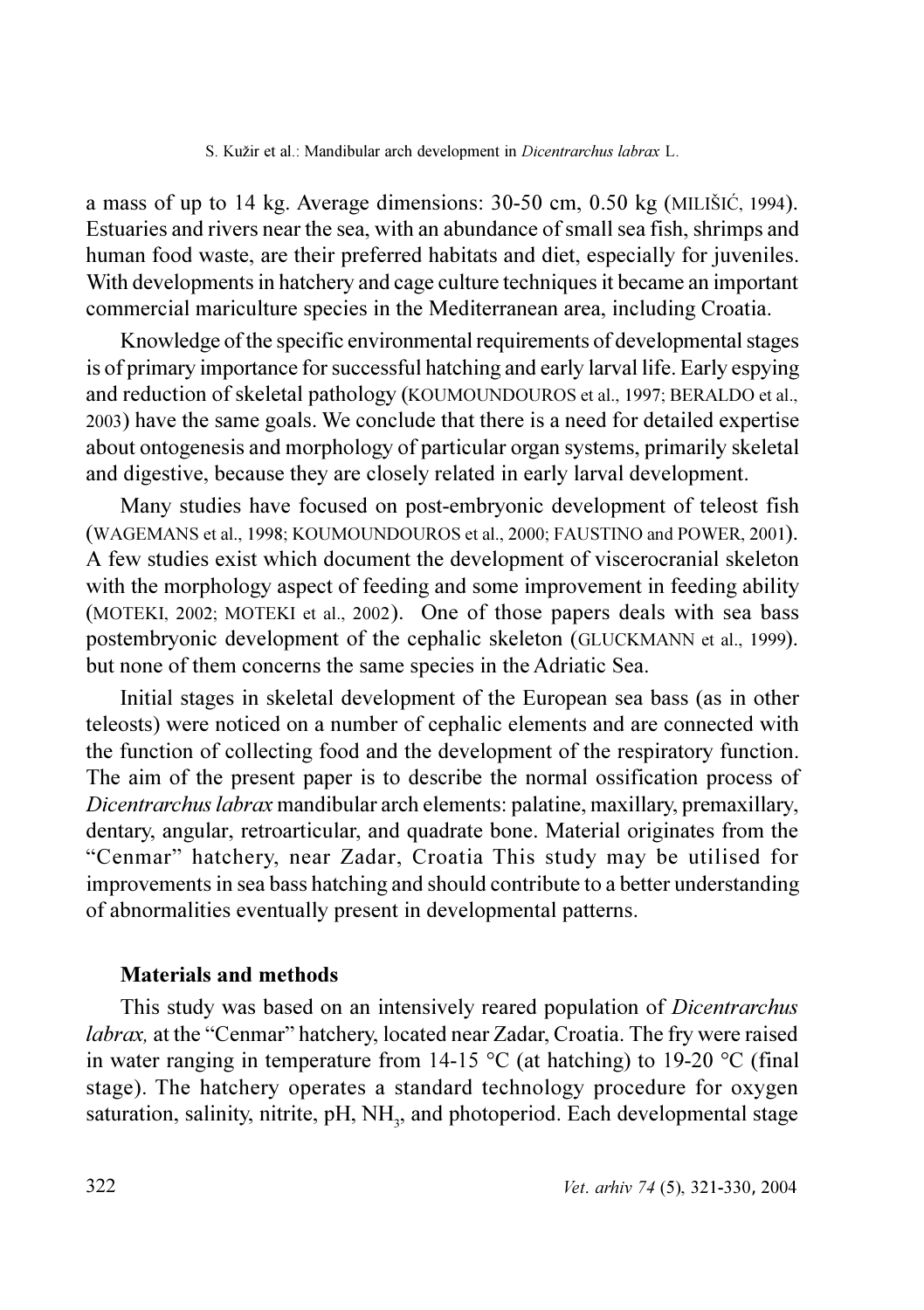a mass of up to 14 kg. Average dimensions: 30-50 cm, 0.50 kg (MILIŠIĆ, 1994). Estuaries and rivers near the sea, with an abundance of small sea fish, shrimps and human food waste, are their preferred habitats and diet, especially for juveniles. With developments in hatchery and cage culture techniques it became an important commercial mariculture species in the Mediterranean area, including Croatia.

Knowledge of the specific environmental requirements of developmental stages is of primary importance for successful hatching and early larval life. Early espying and reduction of skeletal pathology (KOUMOUNDOUROS et al., 1997; BERALDO et al., 2003) have the same goals. We conclude that there is a need for detailed expertise about ontogenesis and morphology of particular organ systems, primarily skeletal and digestive, because they are closely related in early larval development.

Many studies have focused on post-embryonic development of teleost fish (WAGEMANS et al., 1998; KOUMOUNDOUROS et al., 2000; FAUSTINO and POWER, 2001). A few studies exist which document the development of viscerocranial skeleton with the morphology aspect of feeding and some improvement in feeding ability (MOTEKI, 2002; MOTEKI et al., 2002). One of those papers deals with sea bass postembryonic development of the cephalic skeleton (GLUCKMANN et al., 1999). but none of them concerns the same species in the Adriatic Sea.

Initial stages in skeletal development of the European sea bass (as in other teleosts) were noticed on a number of cephalic elements and are connected with the function of collecting food and the development of the respiratory function. The aim of the present paper is to describe the normal ossification process of *Dicentrarchus labrax* mandibular arch elements: palatine, maxillary, premaxillary, dentary, angular, retroarticular, and quadrate bone. Material originates from the "Cenmar" hatchery, near Zadar, Croatia This study may be utilised for improvements in sea bass hatching and should contribute to a better understanding of abnormalities eventually present in developmental patterns.

## Materials and methods

This study was based on an intensively reared population of *Dicentrarchus labrax,* at the "Cenmar" hatchery, located near Zadar, Croatia. The fry were raised in water ranging in temperature from 14-15 °C (at hatching) to 19-20 °C (final stage). The hatchery operates a standard technology procedure for oxygen saturation, salinity, nitrite, pH, $NH_3$, and photoperiod. Each developmental stage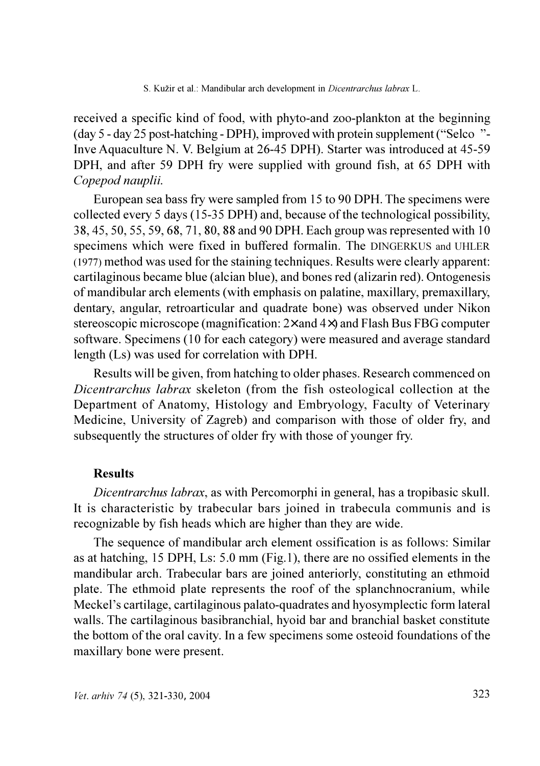received a specific kind of food, with phyto-and zoo-plankton at the beginning (day 5 - day 25 post-hatching - DPH), improved with protein supplement ("Selco "-Inve Aquaculture N. V. Belgium at 26-45 DPH). Starter was introduced at 45-59 DPH, and after 59 DPH fry were supplied with ground fish, at 65 DPH with *Copepod nauplii.*

European sea bass fry were sampled from 15 to 90 DPH. The specimens were collected every 5 days (15-35 DPH) and, because of the technological possibility, 38, 45, 50, 55, 59, 68, 71, 80, 88 and 90 DPH. Each group was represented with 10 specimens which were fixed in buffered formalin. The DINGERKUS and UHLER (1977) method was used for the staining techniques. Results were clearly apparent: cartilaginous became blue (alcian blue), and bones red (alizarin red). Ontogenesis of mandibular arch elements (with emphasis on palatine, maxillary, premaxillary, dentary, angular, retroarticular and quadrate bone) was observed under Nikon stereoscopic microscope (magnification: 2× and 4×) and Flash Bus FBG computer software. Specimens (10 for each category) were measured and average standard length (Ls) was used for correlation with DPH.

Results will be given, from hatching to older phases. Research commenced on *Dicentrarchus labrax* skeleton (from the fish osteological collection at the Department of Anatomy, Histology and Embryology, Faculty of Veterinary Medicine, University of Zagreb) and comparison with those of older fry, and subsequently the structures of older fry with those of younger fry.

## Results

*Dicentrarchus labrax*, as with Percomorphi in general, has a tropibasic skull. It is characteristic by trabecular bars joined in trabecula communis and is recognizable by fish heads which are higher than they are wide.

The sequence of mandibular arch element ossification is as follows: Similar as at hatching, 15 DPH, Ls: 5.0 mm (Fig.1), there are no ossified elements in the mandibular arch. Trabecular bars are joined anteriorly, constituting an ethmoid plate. The ethmoid plate represents the roof of the splanchnocranium, while Meckel's cartilage, cartilaginous palato-quadrates and hyosymplectic form lateral walls. The cartilaginous basibranchial, hyoid bar and branchial basket constitute the bottom of the oral cavity. In a few specimens some osteoid foundations of the maxillary bone were present.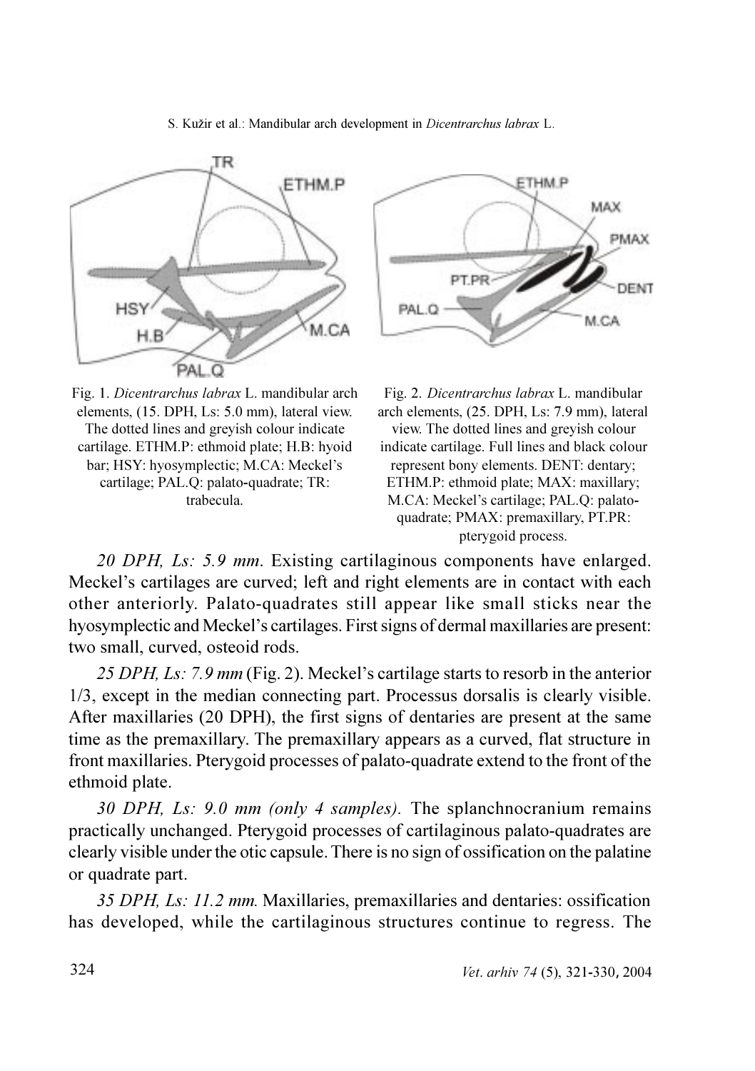Fig. 1. *Dicentrarchus labrax* L. mandibular arch elements, (15. DPH, Ls: 5.0 mm), lateral view. The dotted lines and greyish colour indicate cartilage. ETHM.P: ethmoid plate; H.B: hyoid bar; HSY: hyosymplectic; M.CA: Meckel's cartilage; PAL.Q: palato-quadrate; TR: trabecula.

Fig. 2. *Dicentrarchus labrax* L. mandibular arch elements, (25. DPH, Ls: 7.9 mm), lateral view. The dotted lines and greyish colour indicate cartilage. Full lines and black colour represent bony elements. DENT: dentary; ETHM.P: ethmoid plate; MAX: maxillary; M.CA: Meckel's cartilage; PAL.Q: palato-quadrate; PMAX: premaxillary, PT.PR: pterygoid process.

*20 DPH, Ls: 5.9 mm*. Existing cartilaginous components have enlarged. Meckel's cartilages are curved; left and right elements are in contact with each other anteriorly. Palato-quadrates still appear like small sticks near the hyosymplectic and Meckel's cartilages. First signs of dermal maxillaries are present: two small, curved, osteoid rods.

*25 DPH, Ls: 7.9 mm* (Fig. 2). Meckel's cartilage starts to resorb in the anterior 1/3, except in the median connecting part. Processus dorsalis is clearly visible. After maxillaries (20 DPH), the first signs of dentaries are present at the same time as the premaxillary. The premaxillary appears as a curved, flat structure in front maxillaries. Pterygoid processes of palato-quadrate extend to the front of the ethmoid plate.

*30 DPH, Ls: 9.0 mm (only 4 samples).* The splanchnocranium remains practically unchanged. Pterygoid processes of cartilaginous palato-quadrates are clearly visible under the otic capsule. There is no sign of ossification on the palatine or quadrate part.

*35 DPH, Ls: 11.2 mm.* Maxillaries, premaxillaries and dentaries: ossification has developed, while the cartilaginous structures continue to regress. The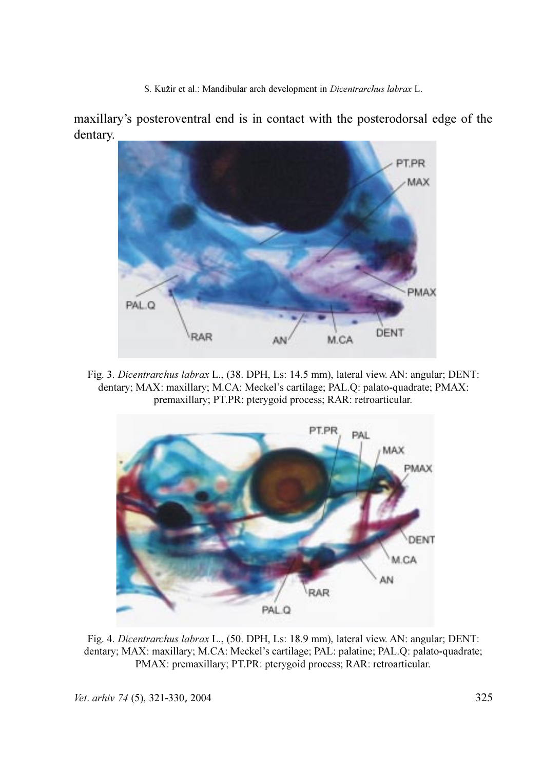maxillary's posteroventral end is in contact with the posterodorsal edge of the dentary.

Fig. 3. *Dicentrarchus labrax* L., (38. DPH, Ls: 14.5 mm), lateral view. AN: angular; DENT: dentary; MAX: maxillary; M.CA: Meckel's cartilage; PAL.Q: palato-quadrate; PMAX: premaxillary; PT.PR: pterygoid process; RAR: retroarticular.

Fig. 4. *Dicentrarchus labrax* L., (50. DPH, Ls: 18.9 mm), lateral view. AN: angular; DENT: dentary; MAX: maxillary; M.CA: Meckel's cartilage; PAL: palatine; PAL.Q: palato-quadrate; PMAX: premaxillary; PT.PR: pterygoid process; RAR: retroarticular.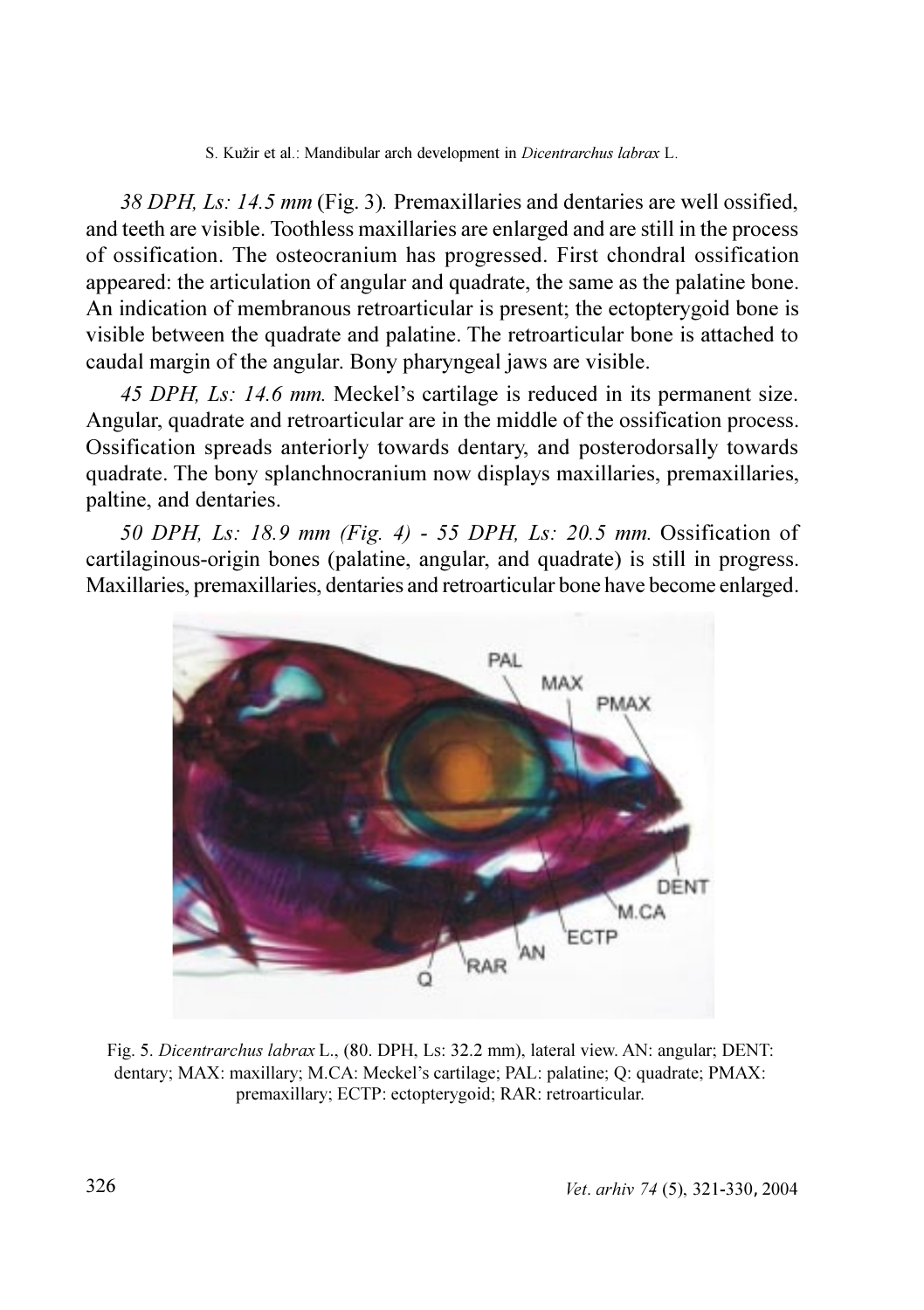*38 DPH, Ls: 14.5 mm* (Fig. 3). Premaxillaries and dentaries are well ossified, and teeth are visible. Toothless maxillaries are enlarged and are still in the process of ossification. The osteocranium has progressed. First chondral ossification appeared: the articulation of angular and quadrate, the same as the palatine bone. An indication of membranous retroarticular is present; the ectopterygoid bone is visible between the quadrate and palatine. The retroarticular bone is attached to caudal margin of the angular. Bony pharyngeal jaws are visible.

*45 DPH, Ls: 14.6 mm.* Meckel's cartilage is reduced in its permanent size. Angular, quadrate and retroarticular are in the middle of the ossification process. Ossification spreads anteriorly towards dentary, and posterodorsally towards quadrate. The bony splanchnocranium now displays maxillaries, premaxillaries, paltine, and dentaries.

*50 DPH, Ls: 18.9 mm (Fig. 4) - 55 DPH, Ls: 20.5 mm.* Ossification of cartilaginous-origin bones (palatine, angular, and quadrate) is still in progress. Maxillaries, premaxillaries, dentaries and retroarticular bone have become enlarged.

Fig. 5. *Dicentrarchus labrax* L., (80. DPH, Ls: 32.2 mm), lateral view. AN: angular; DENT: dentary; MAX: maxillary; M.CA: Meckel's cartilage; PAL: palatine; Q: quadrate; PMAX: premaxillary; ECTP: ectopterygoid; RAR: retroarticular.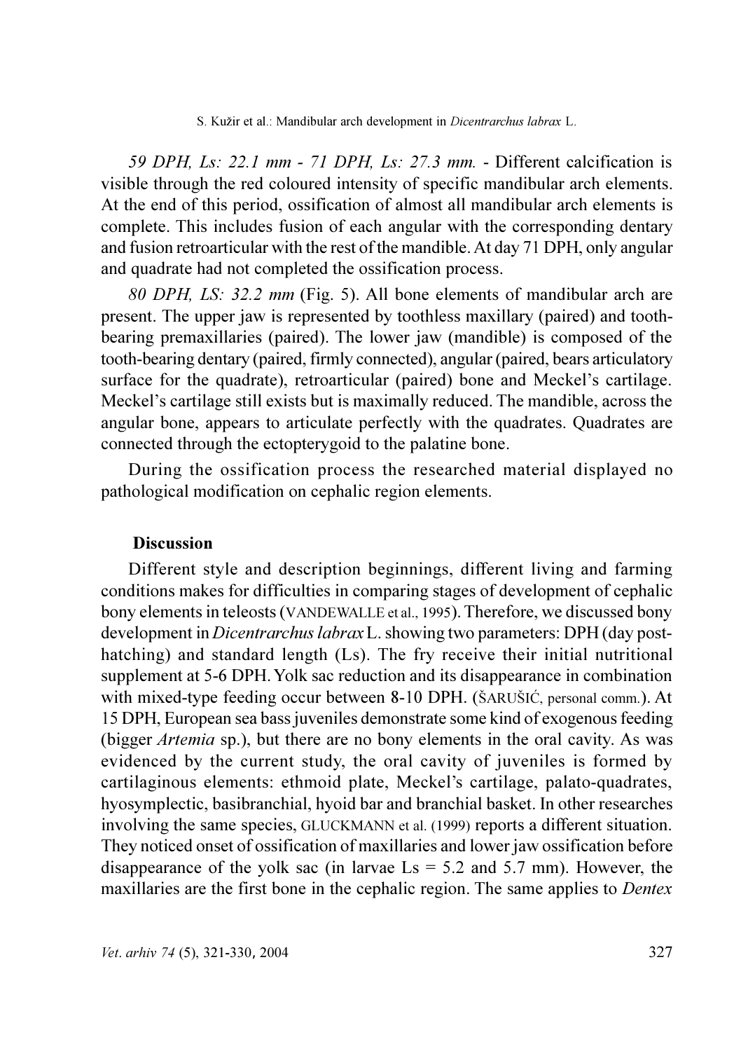*59 DPH, Ls: 22.1 mm - 71 DPH, Ls: 27.3 mm.* - Different calcification is visible through the red coloured intensity of specific mandibular arch elements. At the end of this period, ossification of almost all mandibular arch elements is complete. This includes fusion of each angular with the corresponding dentary and fusion retroarticular with the rest of the mandible. At day 71 DPH, only angular and quadrate had not completed the ossification process.

*80 DPH, LS: 32.2 mm* (Fig. 5). All bone elements of mandibular arch are present. The upper jaw is represented by toothless maxillary (paired) and tooth-bearing premaxillaries (paired). The lower jaw (mandible) is composed of the tooth-bearing dentary (paired, firmly connected), angular (paired, bears articulatory surface for the quadrate), retroarticular (paired) bone and Meckel's cartilage. Meckel's cartilage still exists but is maximally reduced. The mandible, across the angular bone, appears to articulate perfectly with the quadrates. Quadrates are connected through the ectopterygoid to the palatine bone.

During the ossification process the researched material displayed no pathological modification on cephalic region elements.

## Discussion

Different style and description beginnings, different living and farming conditions makes for difficulties in comparing stages of development of cephalic bony elements in teleosts (VANDEWALLE et al., 1995). Therefore, we discussed bony development in *Dicentrarchus labrax* L. showing two parameters: DPH (day post-hatching) and standard length (Ls). The fry receive their initial nutritional supplement at 5-6 DPH. Yolk sac reduction and its disappearance in combination with mixed-type feeding occur between 8-10 DPH. (ŠARUŠIĆ, personal comm.). At 15 DPH, European sea bass juveniles demonstrate some kind of exogenous feeding (bigger *Artemia* sp.), but there are no bony elements in the oral cavity. As was evidenced by the current study, the oral cavity of juveniles is formed by cartilaginous elements: ethmoid plate, Meckel's cartilage, palato-quadrates, hyosymplectic, basibranchial, hyoid bar and branchial basket. In other researches involving the same species, GLUCKMANN et al. (1999) reports a different situation. They noticed onset of ossification of maxillaries and lower jaw ossification before disappearance of the yolk sac (in larvae Ls = 5.2 and 5.7 mm). However, the maxillaries are the first bone in the cephalic region. The same applies to *Dentex*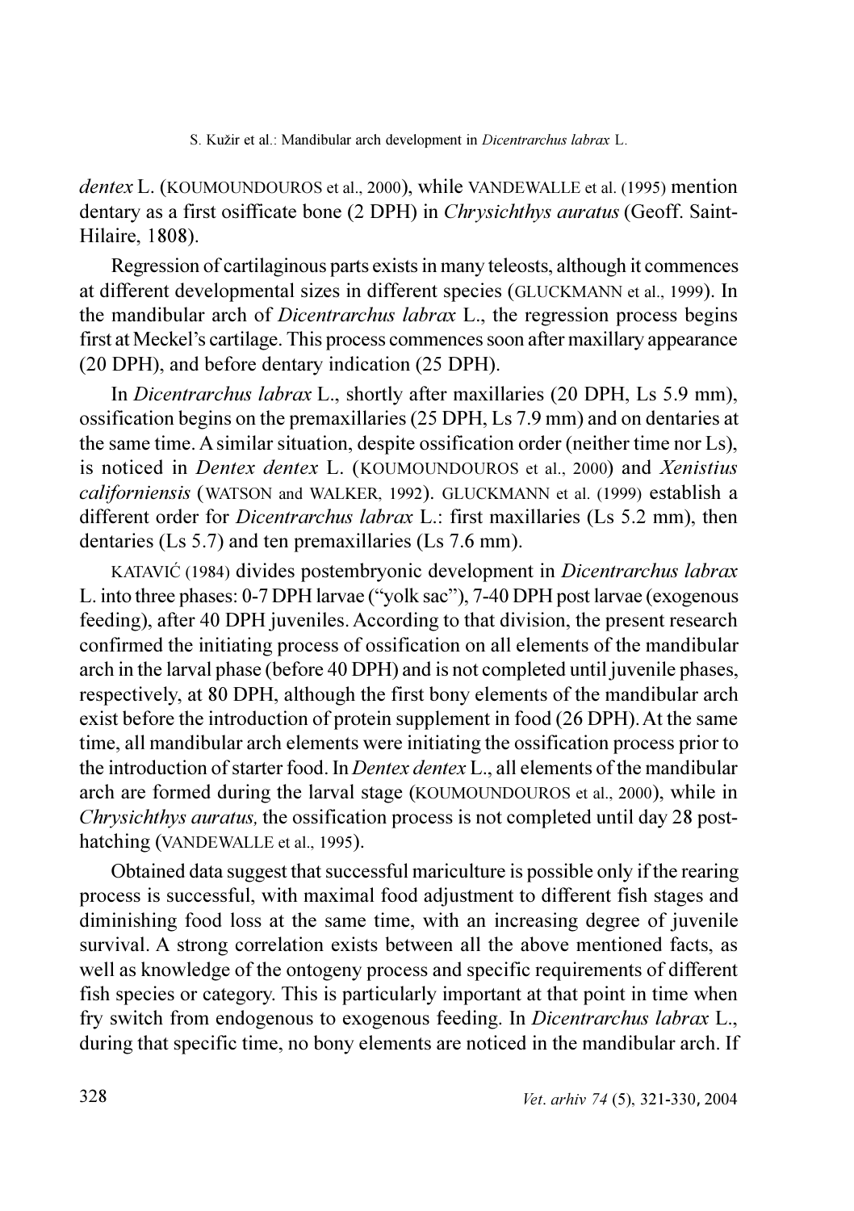*dentex* L. (KOUMOUNDOUROS et al., 2000), while VANDEWALLE et al. (1995) mention dentary as a first osifficate bone (2 DPH) in *Chrysichthys auratus* (Geoff. Saint-Hilaire, 1808).

Regression of cartilaginous parts exists in many teleosts, although it commences at different developmental sizes in different species (GLUCKMANN et al., 1999). In the mandibular arch of *Dicentrarchus labrax* L., the regression process begins first at Meckel's cartilage. This process commences soon after maxillary appearance (20 DPH), and before dentary indication (25 DPH).

In *Dicentrarchus labrax* L., shortly after maxillaries (20 DPH, Ls 5.9 mm), ossification begins on the premaxillaries (25 DPH, Ls 7.9 mm) and on dentaries at the same time. A similar situation, despite ossification order (neither time nor Ls), is noticed in *Dentex dentex* L. (KOUMOUNDOUROS et al., 2000) and *Xenistius californiensis* (WATSON and WALKER, 1992). GLUCKMANN et al. (1999) establish a different order for *Dicentrarchus labrax* L.: first maxillaries (Ls 5.2 mm), then dentaries (Ls 5.7) and ten premaxillaries (Ls 7.6 mm).

KATAVIĆ (1984) divides postembryonic development in *Dicentrarchus labrax* L. into three phases: 0-7 DPH larvae ("yolk sac"), 7-40 DPH post larvae (exogenous feeding), after 40 DPH juveniles. According to that division, the present research confirmed the initiating process of ossification on all elements of the mandibular arch in the larval phase (before 40 DPH) and is not completed until juvenile phases, respectively, at 80 DPH, although the first bony elements of the mandibular arch exist before the introduction of protein supplement in food (26 DPH). At the same time, all mandibular arch elements were initiating the ossification process prior to the introduction of starter food. In *Dentex dentex* L., all elements of the mandibular arch are formed during the larval stage (KOUMOUNDOUROS et al., 2000), while in *Chrysichthys auratus,* the ossification process is not completed until day 28 post-hatching (VANDEWALLE et al., 1995).

Obtained data suggest that successful mariculture is possible only if the rearing process is successful, with maximal food adjustment to different fish stages and diminishing food loss at the same time, with an increasing degree of juvenile survival. A strong correlation exists between all the above mentioned facts, as well as knowledge of the ontogeny process and specific requirements of different fish species or category. This is particularly important at that point in time when fry switch from endogenous to exogenous feeding. In *Dicentrarchus labrax* L., during that specific time, no bony elements are noticed in the mandibular arch. If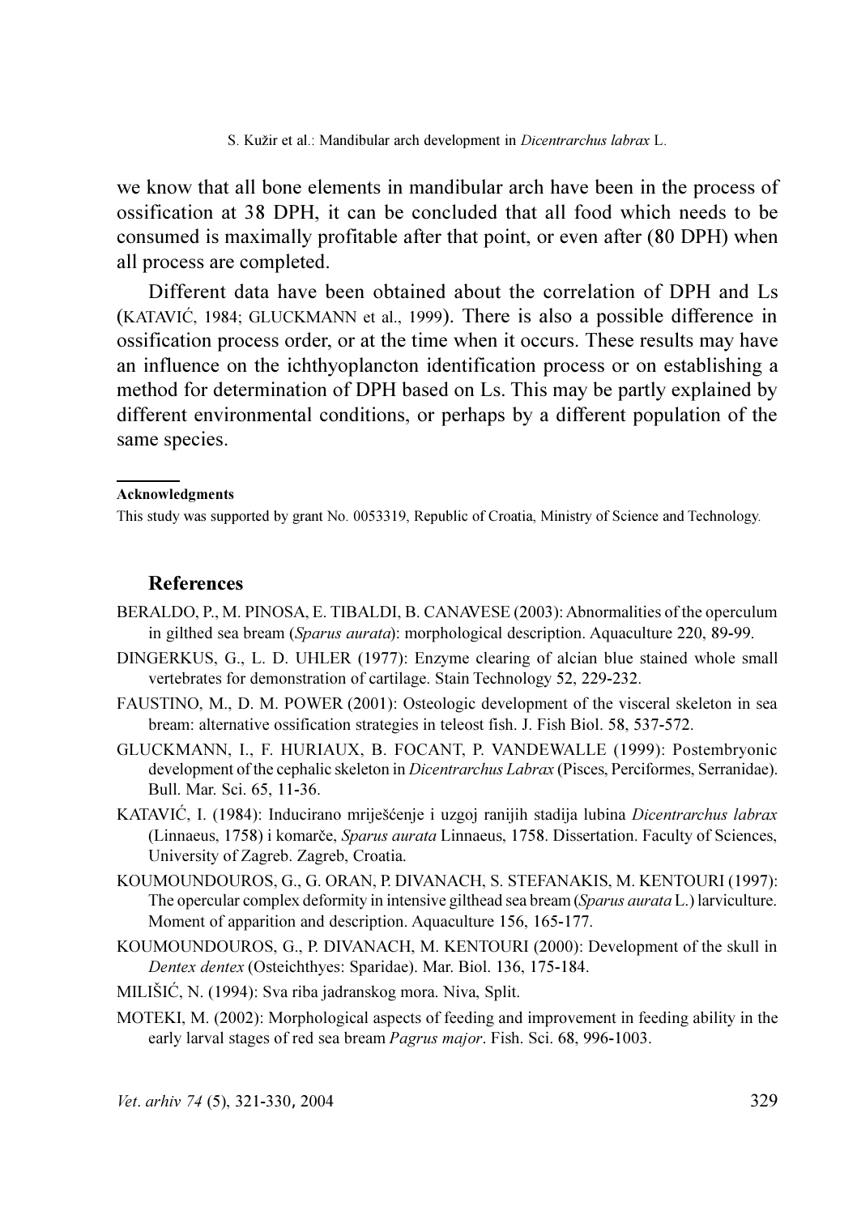we know that all bone elements in mandibular arch have been in the process of ossification at 38 DPH, it can be concluded that all food which needs to be consumed is maximally profitable after that point, or even after (80 DPH) when all process are completed.

Different data have been obtained about the correlation of DPH and Ls (KATAVIĆ, 1984; GLUCKMANN et al., 1999). There is also a possible difference in ossification process order, or at the time when it occurs. These results may have an influence on the ichthyoplancton identification process or on establishing a method for determination of DPH based on Ls. This may be partly explained by different environmental conditions, or perhaps by a different population of the same species.

**Acknowledgments**

This study was supported by grant No. 0053319, Republic of Croatia, Ministry of Science and Technology.

## References

BERALDO, P., M. PINOSA, E. TIBALDI, B. CANAVESE (2003): Abnormalities of the operculum in gilthed sea bream (*Sparus aurata*): morphological description. Aquaculture 220, 89-99.

DINGERKUS, G., L. D. UHLER (1977): Enzyme clearing of alcian blue stained whole small vertebrates for demonstration of cartilage. Stain Technology 52, 229-232.

FAUSTINO, M., D. M. POWER (2001): Osteologic development of the visceral skeleton in sea bream: alternative ossification strategies in teleost fish. J. Fish Biol. 58, 537-572.

GLUCKMANN, I., F. HURIAUX, B. FOCANT, P. VANDEWALLE (1999): Postembryonic development of the cephalic skeleton in *Dicentrarchus Labrax* (Pisces, Perciformes, Serranidae). Bull. Mar. Sci. 65, 11-36.

KATAVIĆ, I. (1984): Inducirano mriješćenje i uzgoj ranijih stadija lubina *Dicentrarchus labrax* (Linnaeus, 1758) i komarče, *Sparus aurata* Linnaeus, 1758. Dissertation. Faculty of Sciences, University of Zagreb. Zagreb, Croatia.

KOUMOUNDOUROS, G., G. ORAN, P. DIVANACH, S. STEFANAKIS, M. KENTOURI (1997): The opercular complex deformity in intensive gilthead sea bream (*Sparus aurata* L.) larviculture. Moment of apparition and description. Aquaculture 156, 165-177.

KOUMOUNDOUROS, G., P. DIVANACH, M. KENTOURI (2000): Development of the skull in *Dentex dentex* (Osteichthyes: Sparidae). Mar. Biol. 136, 175-184.

MILIŠIĆ, N. (1994): Sva riba jadranskog mora. Niva, Split.

MOTEKI, M. (2002): Morphological aspects of feeding and improvement in feeding ability in the early larval stages of red sea bream *Pagrus major*. Fish. Sci. 68, 996-1003.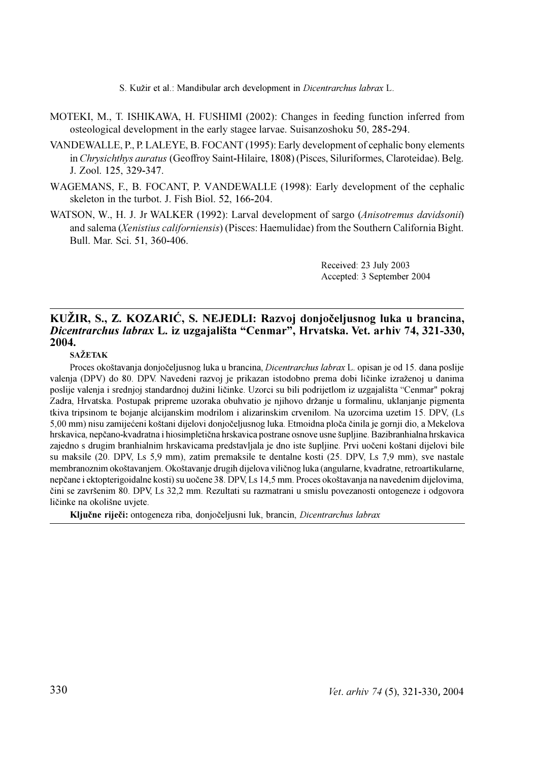MOTEKI, M., T. ISHIKAWA, H. FUSHIMI (2002): Changes in feeding function inferred from osteological development in the early stagee larvae. Suisanzoshoku 50, 285-294.

VANDEWALLE, P., P. LALEYE, B. FOCANT (1995): Early development of cephalic bony elements in *Chrysichthys auratus* (Geoffroy Saint-Hilaire, 1808) (Pisces, Siluriformes, Claroteidae). Belg. J. Zool. 125, 329-347.

WAGEMANS, F., B. FOCANT, P. VANDEWALLE (1998): Early development of the cephalic skeleton in the turbot. J. Fish Biol. 52, 166-204.

WATSON, W., H. J. Jr WALKER (1992): Larval development of sargo (*Anisotremus davidsonii*) and salema (*Xenistius californiensis*) (Pisces: Haemulidae) from the Southern California Bight. Bull. Mar. Sci. 51, 360-406.

Received: 23 July 2003
Accepted: 3 September 2004

---

## KUŽIR, S., Z. KOZARIĆ, S. NEJEDLI: Razvoj donjočeljusnog luka u brancina, *Dicentrarchus labrax* L. iz uzgajališta "Cenmar", Hrvatska. Vet. arhiv 74, 321-330, 2004.

**SAŽETAK**

Proces okoštavanja donjočeljusnog luka u brancina, *Dicentrarchus labrax* L. opisan je od 15. dana poslije valenja (DPV) do 80. DPV. Navedeni razvoj je prikazan istodobno prema dobi ličinke izraženoj u danima poslije valenja i srednjoj standardnoj dužini ličinke. Uzorci su bili podrijetlom iz uzgajališta "Cenmar" pokraj Zadra, Hrvatska. Postupak pripreme uzoraka obuhvatio je njihovo držanje u formalinu, uklanjanje pigmenta tkiva tripsinom te bojanje alcijanskim modrilom i alizarinskim crvenilom. Na uzorcima uzetim 15. DPV, (Ls 5,00 mm) nisu zamijećeni koštani dijelovi donjočeljusnog luka. Etmoidna ploča činila je gornji dio, a Mekelova hrskavica, nepčano-kvadratna i hiosimpletična hrskavica postrane osnove usne šupljine. Bazibranhialna hrskavica zajedno s drugim branhialnim hrskavicama predstavljala je dno iste šupljine. Prvi uočeni koštani dijelovi bile su maksile (20. DPV, Ls 5,9 mm), zatim premaksile te dentalne kosti (25. DPV, Ls 7,9 mm), sve nastale membranoznim okoštavanjem. Okoštavanje drugih dijelova viličnog luka (angularne, kvadratne, retroartikularne, nepčane i ektopterigoidalne kosti) su uočene 38. DPV, Ls 14,5 mm. Proces okoštavanja na navedenim dijelovima, čini se završenim 80. DPV, Ls 32,2 mm. Rezultati su razmatrani u smislu povezanosti ontogeneze i odgovora ličinke na okolišne uvjete.

**Ključne riječi:** ontogeneza riba, donjočeljusni luk, brancin, *Dicentrarchus labrax*

---